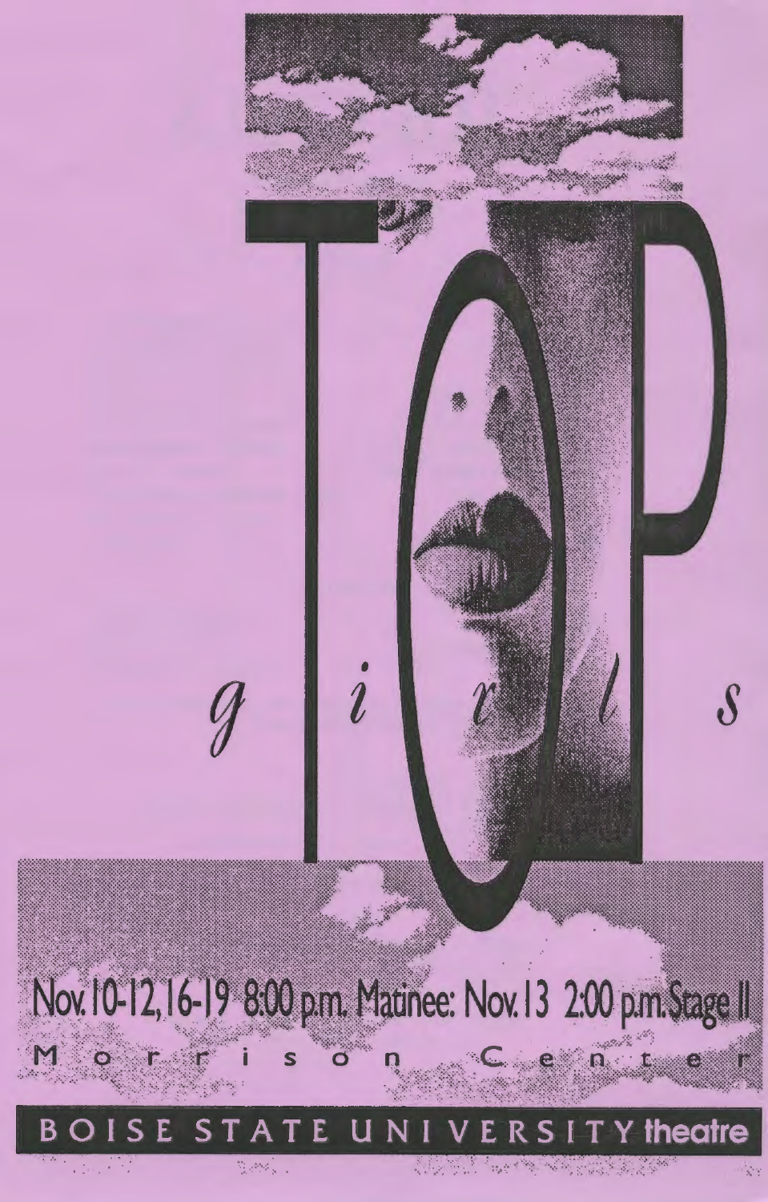# TOP *girls*

Nov. 10-12, 16-19 8:00 p.m. Matinee: Nov. 13 2:00 p.m. Stage II

Morrison Center

BOISE STATE UNIVERSITY theatre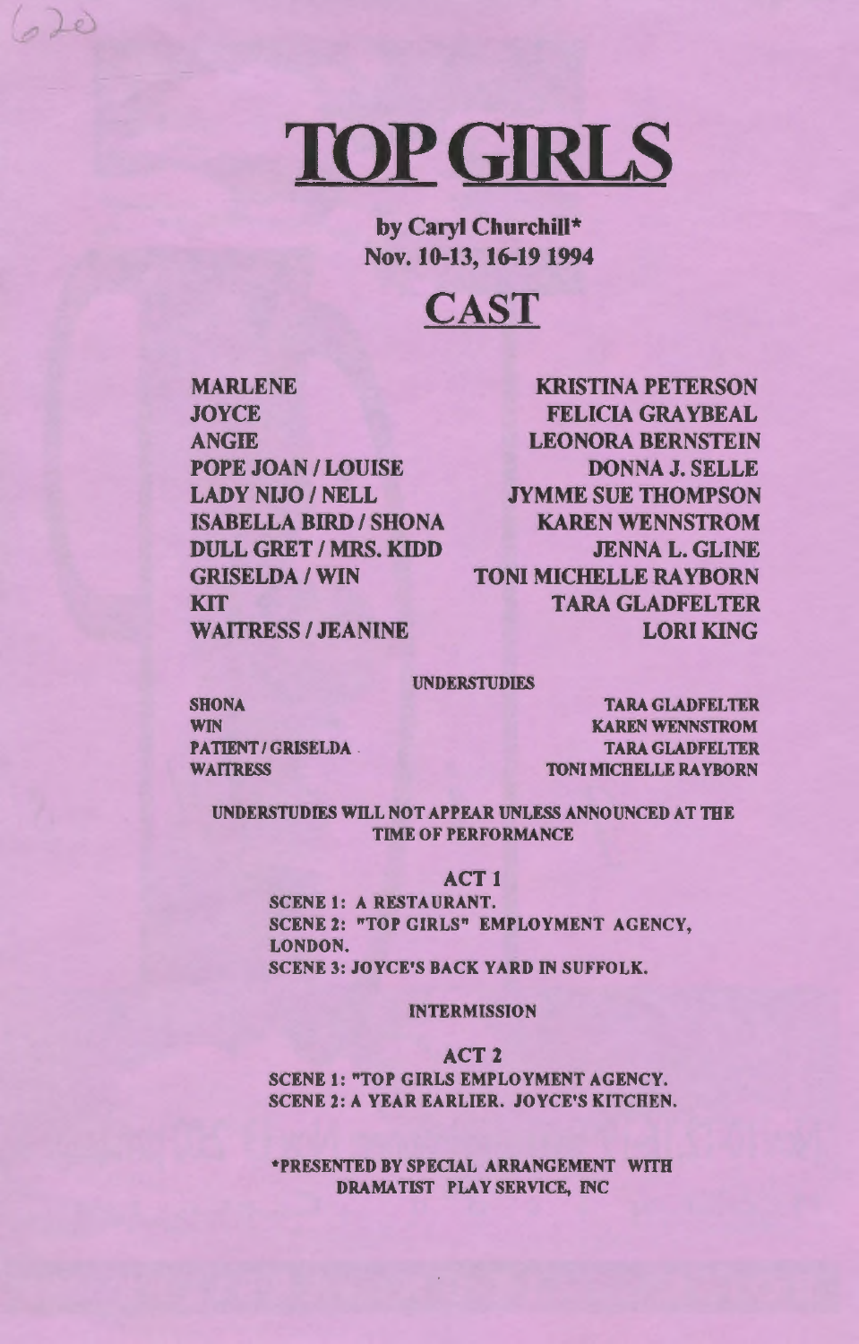620

# TOP GIRLS

**by Caryl Churchill***
**Nov. 10-13, 16-19 1994**

## CAST

| | |
|---|---|
| MARLENE | KRISTINA PETERSON |
| JOYCE | FELICIA GRAYBEAL |
| ANGIE | LEONORA BERNSTEIN |
| POPE JOAN / LOUISE | DONNA J. SELLE |
| LADY NIJO / NELL | JYMME SUE THOMPSON |
| ISABELLA BIRD / SHONA | KAREN WENNSTROM |
| DULL GRET / MRS. KIDD | JENNA L. GLINE |
| GRISELDA / WIN | TONI MICHELLE RAYBORN |
| KIT | TARA GLADFELTER |
| WAITRESS / JEANINE | LORI KING |

UNDERSTUDIES

| | |
|---|---|
| SHONA | TARA GLADFELTER |
| WIN | KAREN WENNSTROM |
| PATIENT / GRISELDA | TARA GLADFELTER |
| WAITRESS | TONI MICHELLE RAYBORN |

UNDERSTUDIES WILL NOT APPEAR UNLESS ANNOUNCED AT THE TIME OF PERFORMANCE

### ACT 1

SCENE 1: A RESTAURANT.
SCENE 2: "TOP GIRLS" EMPLOYMENT AGENCY, LONDON.
SCENE 3: JOYCE'S BACK YARD IN SUFFOLK.

INTERMISSION

### ACT 2

SCENE 1: "TOP GIRLS EMPLOYMENT AGENCY.
SCENE 2: A YEAR EARLIER. JOYCE'S KITCHEN.

*PRESENTED BY SPECIAL ARRANGEMENT WITH DRAMATIST PLAY SERVICE, INC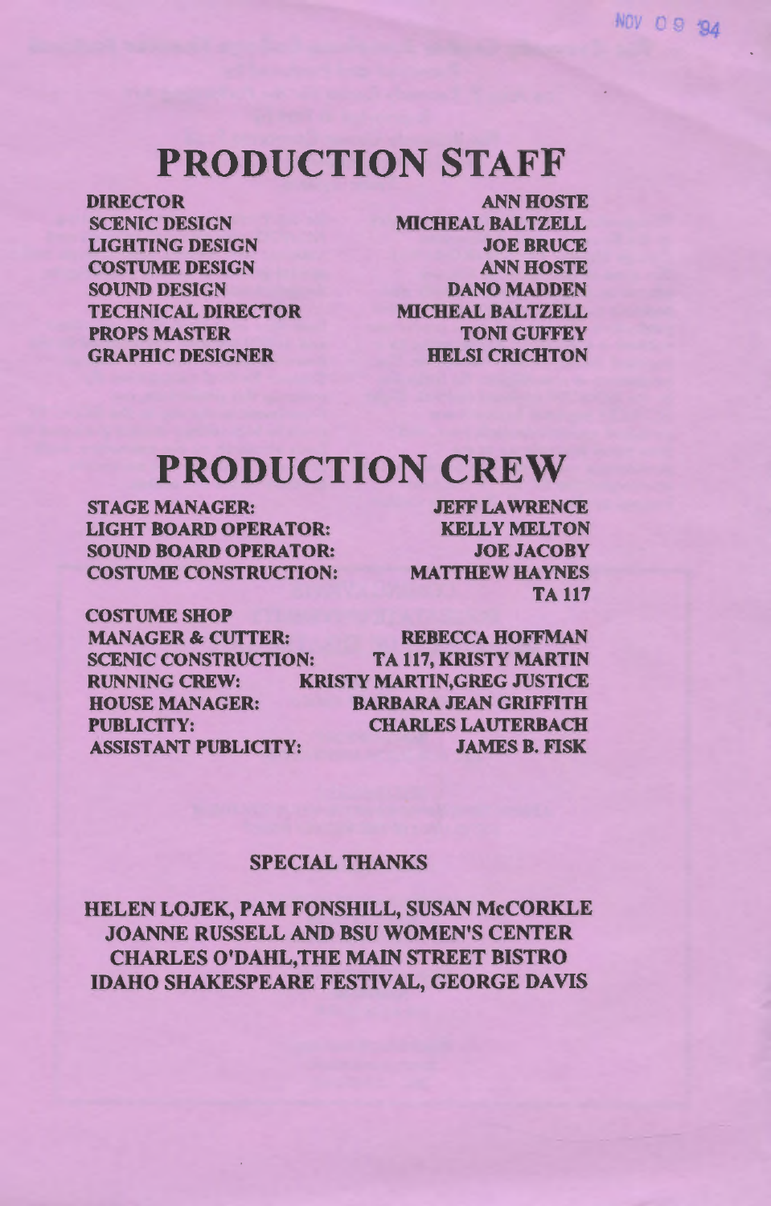NOV 09 '94

# PRODUCTION STAFF

| | |
|---|---|
| DIRECTOR | ANN HOSTE |
| SCENIC DESIGN | MICHEAL BALTZELL |
| LIGHTING DESIGN | JOE BRUCE |
| COSTUME DESIGN | ANN HOSTE |
| SOUND DESIGN | DANO MADDEN |
| TECHNICAL DIRECTOR | MICHEAL BALTZELL |
| PROPS MASTER | TONI GUFFEY |
| GRAPHIC DESIGNER | HELSI CRICHTON |

# PRODUCTION CREW

| | |
|---|---|
| STAGE MANAGER: | JEFF LAWRENCE |
| LIGHT BOARD OPERATOR: | KELLY MELTON |
| SOUND BOARD OPERATOR: | JOE JACOBY |
| COSTUME CONSTRUCTION: | MATTHEW HAYNES<br>TA 117 |
| COSTUME SHOP MANAGER & CUTTER: | REBECCA HOFFMAN |
| SCENIC CONSTRUCTION: | TA 117, KRISTY MARTIN |
| RUNNING CREW: | KRISTY MARTIN,GREG JUSTICE |
| HOUSE MANAGER: | BARBARA JEAN GRIFFITH |
| PUBLICITY: | CHARLES LAUTERBACH |
| ASSISTANT PUBLICITY: | JAMES B. FISK |

## SPECIAL THANKS

HELEN LOJEK, PAM FONSHILL, SUSAN McCORKLE
JOANNE RUSSELL AND BSU WOMEN'S CENTER
CHARLES O'DAHL,THE MAIN STREET BISTRO
IDAHO SHAKESPEARE FESTIVAL, GEORGE DAVIS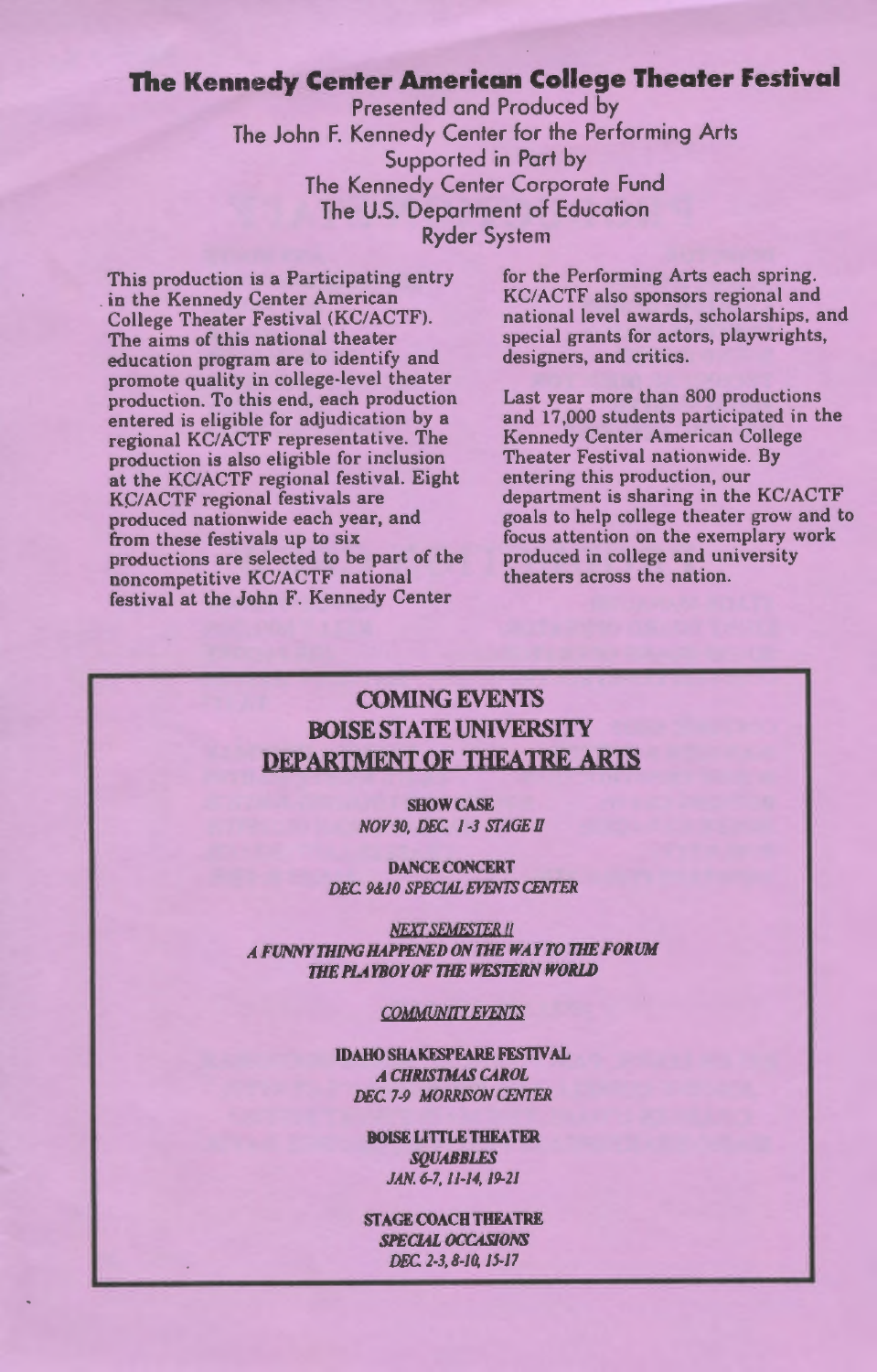## The Kennedy Center American College Theater Festival

Presented and Produced by
The John F. Kennedy Center for the Performing Arts
Supported in Part by
The Kennedy Center Corporate Fund
The U.S. Department of Education
Ryder System

This production is a Participating entry in the Kennedy Center American College Theater Festival (KC/ACTF). The aims of this national theater education program are to identify and promote quality in college-level theater production. To this end, each production entered is eligible for adjudication by a regional KC/ACTF representative. The production is also eligible for inclusion at the KC/ACTF regional festival. Eight KC/ACTF regional festivals are produced nationwide each year, and from these festivals up to six productions are selected to be part of the noncompetitive KC/ACTF national festival at the John F. Kennedy Center for the Performing Arts each spring. KC/ACTF also sponsors regional and national level awards, scholarships, and special grants for actors, playwrights, designers, and critics.

Last year more than 800 productions and 17,000 students participated in the Kennedy Center American College Theater Festival nationwide. By entering this production, our department is sharing in the KC/ACTF goals to help college theater grow and to focus attention on the exemplary work produced in college and university theaters across the nation.

### COMING EVENTS
### BOISE STATE UNIVERSITY
### DEPARTMENT OF THEATRE ARTS

**SHOW CASE**
*NOV 30, DEC. 1-3 STAGE II*

**DANCE CONCERT**
*DEC. 9&10 SPECIAL EVENTS CENTER*

***NEXT SEMESTER!!***
***A FUNNY THING HAPPENED ON THE WAY TO THE FORUM***
***THE PLAYBOY OF THE WESTERN WORLD***

*COMMUNITY EVENTS*

**IDAHO SHAKESPEARE FESTIVAL**
***A CHRISTMAS CAROL***
*DEC. 7-9 MORRISON CENTER*

**BOISE LITTLE THEATER**
***SQUABBLES***
*JAN. 6-7, 11-14, 19-21*

**STAGE COACH THEATRE**
***SPECIAL OCCASIONS***
*DEC. 2-3, 8-10, 15-17*